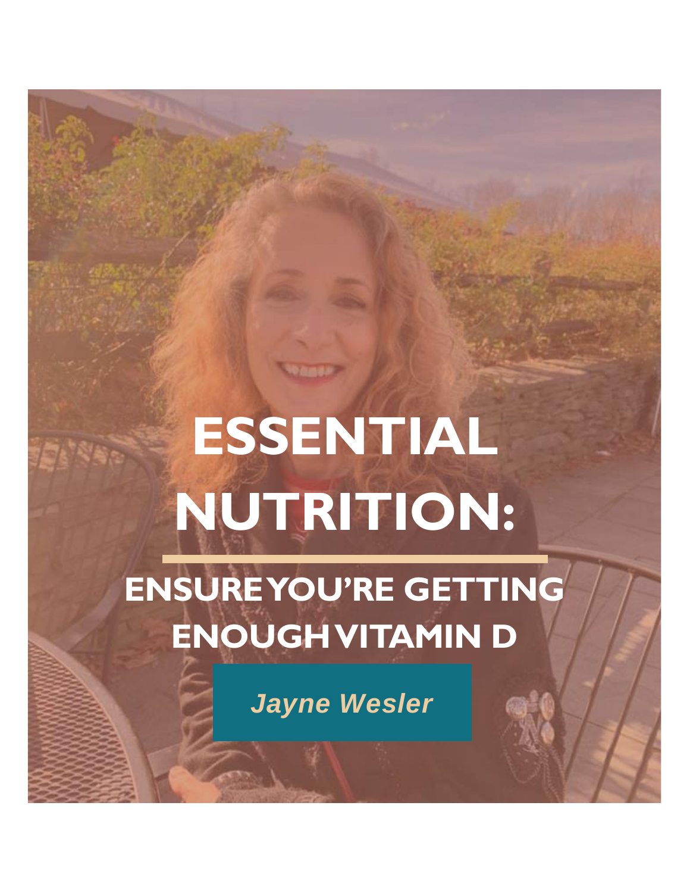# ESSENTIAL NUTRITION:

## ENSURE YOU'RE GETTING ENOUGH VITAMIN D

*Jayne Wesler*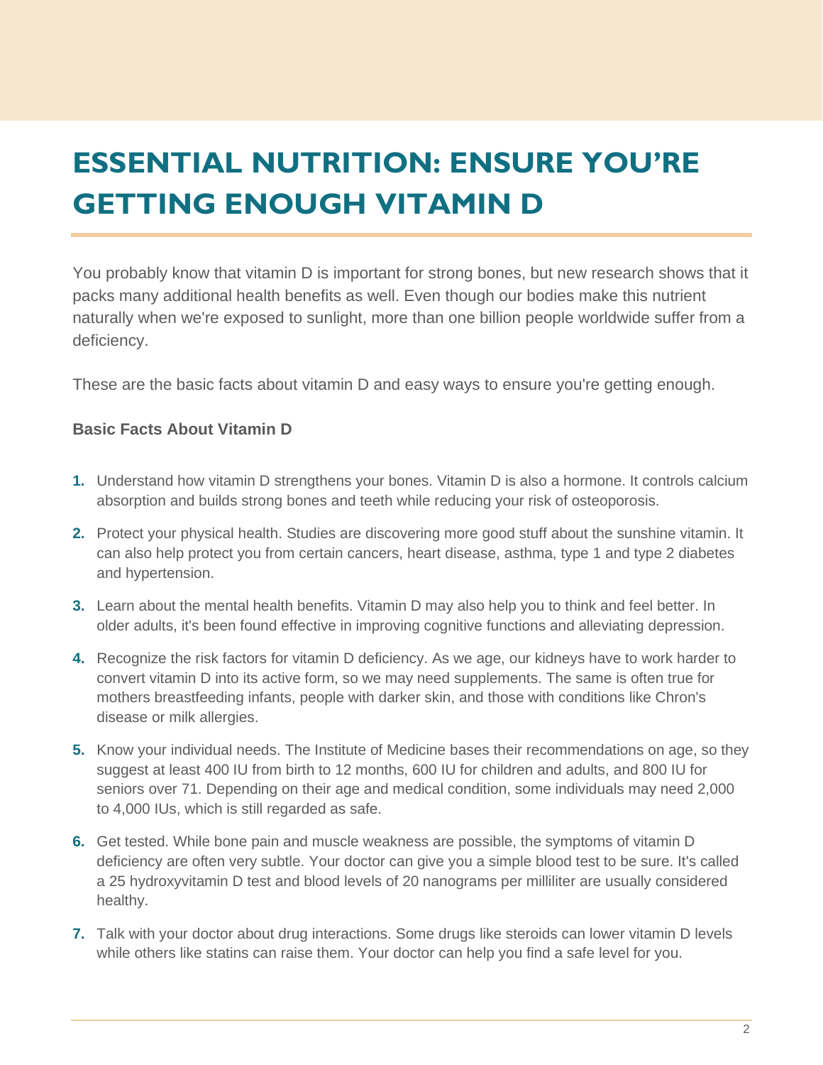# ESSENTIAL NUTRITION: ENSURE YOU'RE GETTING ENOUGH VITAMIN D

You probably know that vitamin D is important for strong bones, but new research shows that it packs many additional health benefits as well. Even though our bodies make this nutrient naturally when we're exposed to sunlight, more than one billion people worldwide suffer from a deficiency.

These are the basic facts about vitamin D and easy ways to ensure you're getting enough.

### Basic Facts About Vitamin D

1. Understand how vitamin D strengthens your bones. Vitamin D is also a hormone. It controls calcium absorption and builds strong bones and teeth while reducing your risk of osteoporosis.
2. Protect your physical health. Studies are discovering more good stuff about the sunshine vitamin. It can also help protect you from certain cancers, heart disease, asthma, type 1 and type 2 diabetes and hypertension.
3. Learn about the mental health benefits. Vitamin D may also help you to think and feel better. In older adults, it's been found effective in improving cognitive functions and alleviating depression.
4. Recognize the risk factors for vitamin D deficiency. As we age, our kidneys have to work harder to convert vitamin D into its active form, so we may need supplements. The same is often true for mothers breastfeeding infants, people with darker skin, and those with conditions like Chron's disease or milk allergies.
5. Know your individual needs. The Institute of Medicine bases their recommendations on age, so they suggest at least 400 IU from birth to 12 months, 600 IU for children and adults, and 800 IU for seniors over 71. Depending on their age and medical condition, some individuals may need 2,000 to 4,000 IUs, which is still regarded as safe.
6. Get tested. While bone pain and muscle weakness are possible, the symptoms of vitamin D deficiency are often very subtle. Your doctor can give you a simple blood test to be sure. It's called a 25 hydroxyvitamin D test and blood levels of 20 nanograms per milliliter are usually considered healthy.
7. Talk with your doctor about drug interactions. Some drugs like steroids can lower vitamin D levels while others like statins can raise them. Your doctor can help you find a safe level for you.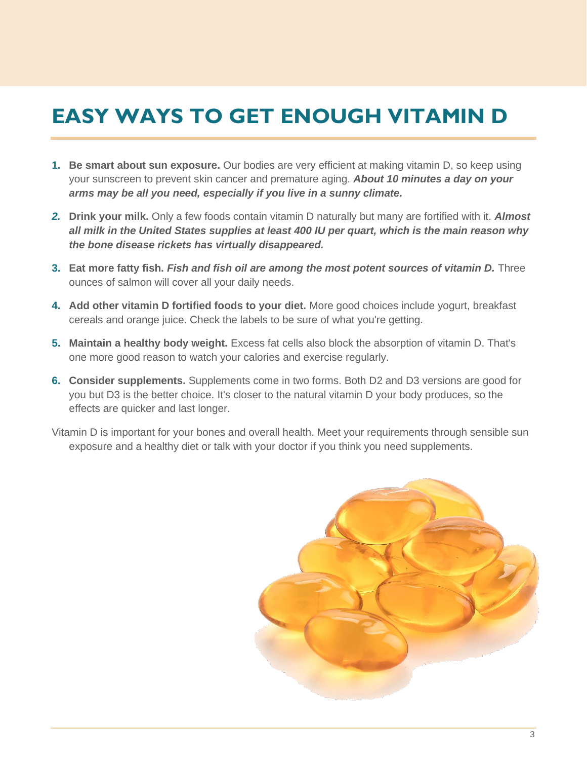# EASY WAYS TO GET ENOUGH VITAMIN D

1. **Be smart about sun exposure.** Our bodies are very efficient at making vitamin D, so keep using your sunscreen to prevent skin cancer and premature aging. ***About 10 minutes a day on your arms may be all you need, especially if you live in a sunny climate.***

2. **Drink your milk.** Only a few foods contain vitamin D naturally but many are fortified with it. ***Almost all milk in the United States supplies at least 400 IU per quart, which is the main reason why the bone disease rickets has virtually disappeared.***

3. **Eat more fatty fish.** ***Fish and fish oil are among the most potent sources of vitamin D.*** Three ounces of salmon will cover all your daily needs.

4. **Add other vitamin D fortified foods to your diet.** More good choices include yogurt, breakfast cereals and orange juice. Check the labels to be sure of what you're getting.

5. **Maintain a healthy body weight.** Excess fat cells also block the absorption of vitamin D. That's one more good reason to watch your calories and exercise regularly.

6. **Consider supplements.** Supplements come in two forms. Both D2 and D3 versions are good for you but D3 is the better choice. It's closer to the natural vitamin D your body produces, so the effects are quicker and last longer.

Vitamin D is important for your bones and overall health. Meet your requirements through sensible sun exposure and a healthy diet or talk with your doctor if you think you need supplements.